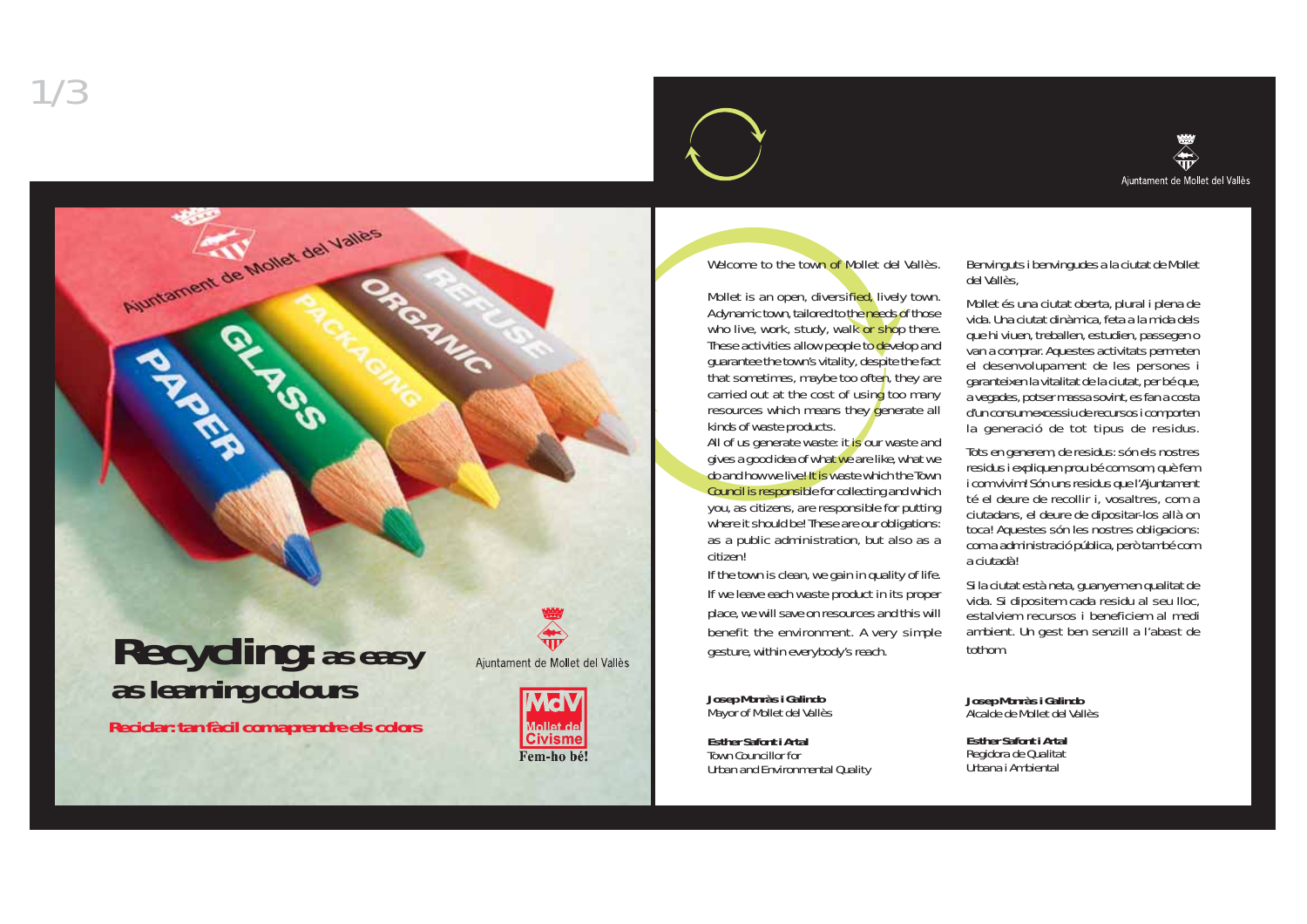# Recycling: as easy as learning colours

**Reciclar: tan fàcil com aprendre els colors**

Ajuntament de Mollet del Vallès

Mollet del Civisme
Fem-ho bé!

Welcome to the town of Mollet del Vallès.

Mollet is an open, diversified, lively town. A dynamic town, tailored to the needs of those who live, work, study, walk or shop there. These activities allow people to develop and guarantee the town's vitality, despite the fact that sometimes, maybe too often, they are carried out at the cost of using too many resources which means they generate all kinds of waste products.

All of us generate waste: it is our waste and gives a good idea of what we are like, what we do and how we live! It is waste which the Town Council is responsible for collecting and which you, as citizens, are responsible for putting where it should be! These are our obligations: as a public administration, but also as a citizen!

If the town is clean, we gain in quality of life. If we leave each waste product in its proper place, we will save on resources and this will benefit the environment. A very simple gesture, within everybody's reach.

**Josep Monràs i Galindo**
Mayor of Mollet del Vallès

**Esther Safont i Artal**
Town Councillor for
Urban and Environmental Quality

Benvinguts i benvingudes a la ciutat de Mollet del Vallès,

Mollet és una ciutat oberta, plural i plena de vida. Una ciutat dinàmica, feta a la mida dels que hi viuen, treballen, estudien, passegen o van a comprar. Aquestes activitats permeten el desenvolupament de les persones i garanteixen la vitalitat de la ciutat, per bé que, a vegades, potser massa sovint, es fan a costa d'un consum excessiu de recursos i comporten la generació de tot tipus de residus.

Tots en generem, de residus: són els nostres residus i expliquen prou bé com som, què fem i com vivim! Són uns residus que l'Ajuntament té el deure de recollir i, vosaltres, com a ciutadans, el deure de dipositar-los allà on toca! Aquestes són les nostres obligacions: com a administració pública, però també com a ciutadà!

Si la ciutat està neta, guanyem en qualitat de vida. Si dipositem cada residu al seu lloc, estalviem recursos i beneficiem al medi ambient. Un gest ben senzill a l'abast de tothom.

**Josep Monràs i Galindo**
Alcalde de Mollet del Vallès

**Esther Safont i Artal**
Regidora de Qualitat
Urbana i Ambiental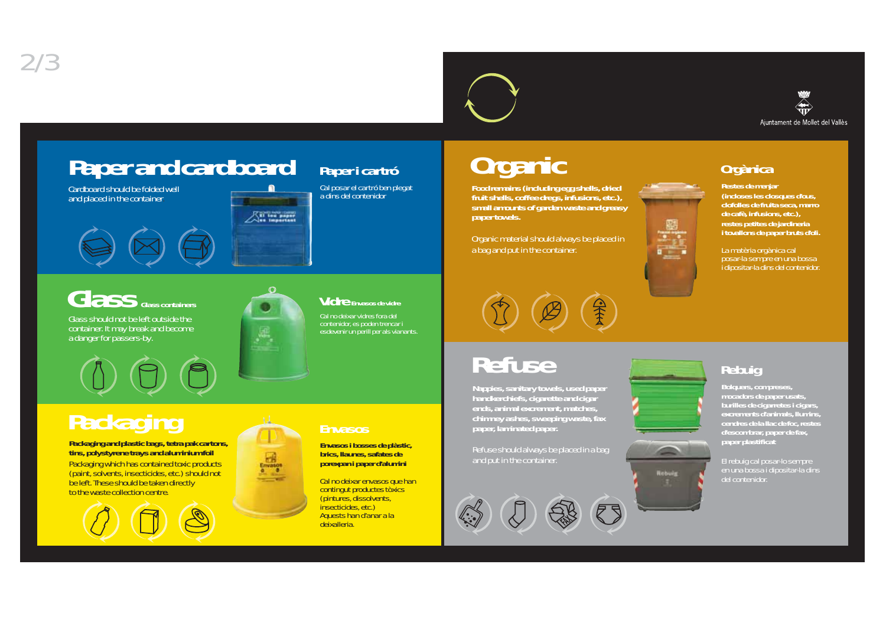Ajuntament de Mollet del Vallès

## Paper and cardboard

Cardboard should be folded well and placed in the container

## Paper i cartró

Cal posar el cartró ben plegat a dins del contenidor

## Organic

**Food remains (including egg shells, dried fruit shells, coffee dregs, infusions, etc.), small amounts of garden waste and greasy paper towels.**

Organic material should always be placed in a bag and put in the container.

## Orgànica

**Restes de menjar (incloses les closques d'ous, clofolles de fruita seca, marro de cafè, infusions, etc.), restes petites de jardineria i tovallons de paper bruts d'oli.**

La matèria orgànica cal posar-la sempre en una bossa i dipositar-la dins del contenidor.

## Glass Glass containers

Glass should not be left outside the container. It may break and become a danger for passers-by.

## Vidre Envasos de vidre

Cal no deixar vidres fora del contenidor, es poden trencar i esdevenir un perill per als vianants.

## Refuse

**Nappies, sanitary towels, used paper handkerchiefs, cigarette and cigar ends, animal excrement, matches, chimney ashes, sweeping waste, fax paper, laminated paper.**

Refuse should always be placed in a bag and put in the container.

## Rebuig

**Bolquers, compreses, mocadors de paper usats, burilles de cigarretes i cigars, excrements d'animals, llumins, cendres de la llar de foc, restes d'escombrar, paper de fax, paper plastificat.**

El rebuig cal posar-lo sempre en una bossa i dipositar-la dins del contenidor.

## Packaging

**Packaging and plastic bags, tetra pak cartons, tins, polystyrene trays and aluminium foil**

Packaging which has contained toxic products (paint, solvents, insecticides, etc.) should not be left. These should be taken directly to the waste collection centre.

## Envasos

**Envasos i bosses de plàstic, brics, llaunes, safates de porexpan i paper d'alumini**

Cal no deixar envasos que han contingut productes tòxics (pintures, dissolvents, insecticides, etc.) Aquests han d'anar a la deixalleria.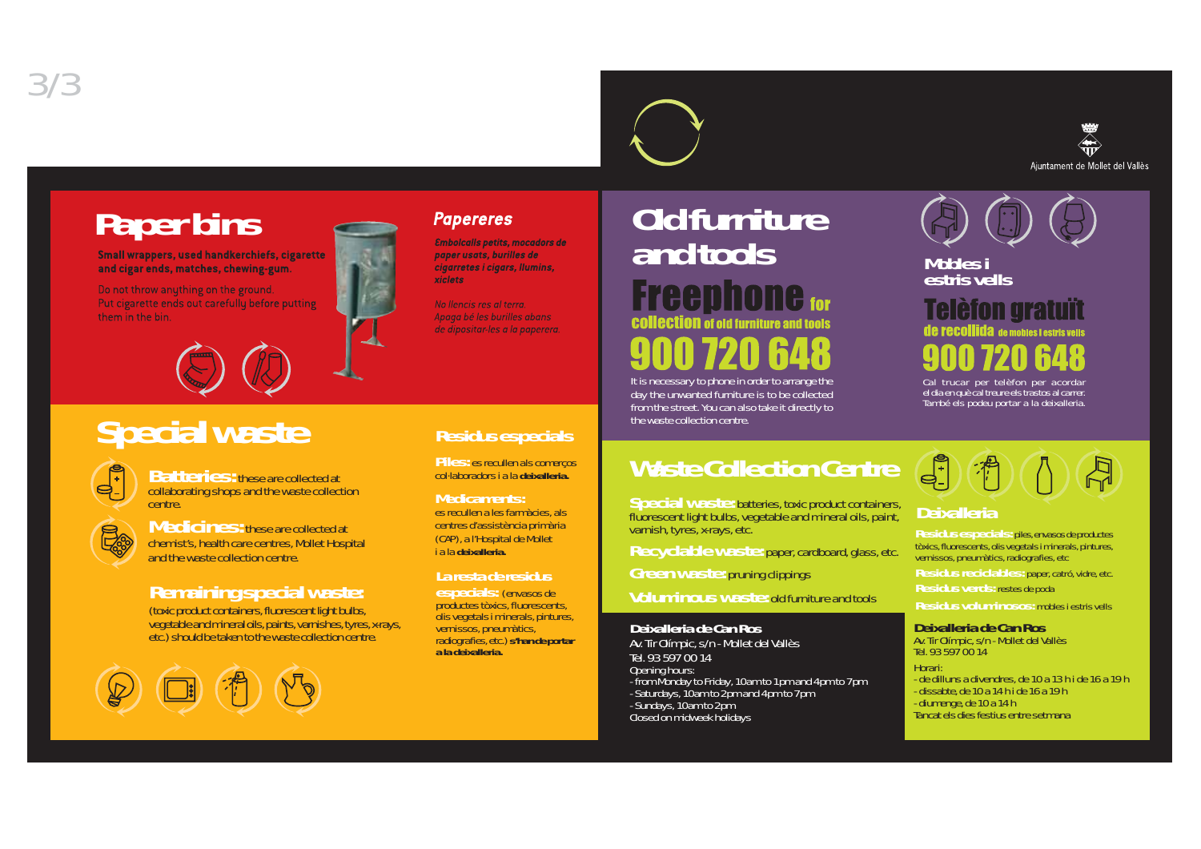Ajuntament de Mollet del Vallès

# Paper bins

**Small wrappers, used handkerchiefs, cigarette and cigar ends, matches, chewing-gum.**

Do not throw anything on the ground.
Put cigarette ends out carefully before putting them in the bin.

## *Papereres*

***Embolcalls petits, mocadors de paper usats, burilles de cigarretes i cigars, llumins, xiclets***

*No llencis res al terra.*
*Apaga bé les burilles abans de dipositar-les a la paperera.*

# Special waste

**Batteries:** these are collected at collaborating shops and the waste collection centre.

**Medicines:** these are collected at chemist's, health care centres, Mollet Hospital and the waste collection centre.

**Remaining special waste:**
(toxic product containers, fluorescent light bulbs, vegetable and mineral oils, paints, varnishes, tyres, x-rays, etc.) should be taken to the waste collection centre.

## Residus especials

**Piles:** es recullen als comerços col·laboradors i a la **deixalleria.**

**Medicaments:**
es recullen a les farmàcies, als centres d'assistència primària (CAP), a l'Hospital de Mollet i a la **deixalleria.**

**La resta de residus especials:** (envasos de productes tòxics, fluorescents, olis vegetals i minerals, pintures, vernissos, pneumàtics, radiografies, etc.) **s'han de portar a la deixalleria.**

# Old furniture and tools

**Freephone for collection of old furniture and tools**

**900 720 648**

It is necessary to phone in order to arrange the day the unwanted furniture is to be collected from the street. You can also take it directly to the waste collection centre.

## Mobles i estris vells

**Telèfon gratuït de recollida de mobles i estris vells**

**900 720 648**

Cal trucar per telèfon per acordar el dia en què cal treure els trastos al carrer. També els podeu portar a la deixalleria.

# Waste Collection Centre

**Special waste:** batteries, toxic product containers, fluorescent light bulbs, vegetable and mineral oils, paint, varnish, tyres, x-rays, etc.

**Recyclable waste:** paper, cardboard, glass, etc.

**Green waste:** pruning clippings

**Voluminous waste:** old furniture and tools

**Deixalleria de Can Ros**
Av. Tir Olímpic, s/n - Mollet del Vallès
Tel. 93 597 00 14
Opening hours:
- from Monday to Friday, 10am to 1pm and 4pm to 7pm
- Saturdays, 10am to 2pm and 4pm to 7pm
- Sundays, 10am to 2pm

Closed on midweek holidays

## Deixalleria

**Residus especials:** piles, envasos de productes tòxics, fluorescents, olis vegetals i minerals, pintures, vernissos, pneumàtics, radiografies, etc.

**Residus reciclables:** paper, cartró, vidre, etc.

**Residus verds:** restes de poda

**Residus voluminosos:** mobles i estris vells

**Deixalleria de Can Ros**
Av. Tir Olímpic, s/n - Mollet del Vallès
Tel. 93 597 00 14
Horari:
- de dilluns a divendres, de 10 a 13 h i de 16 a 19 h
- dissabte, de 10 a 14 h i de 16 a 19 h
- diumenge, de 10 a 14 h

Tancat els dies festius entre setmana